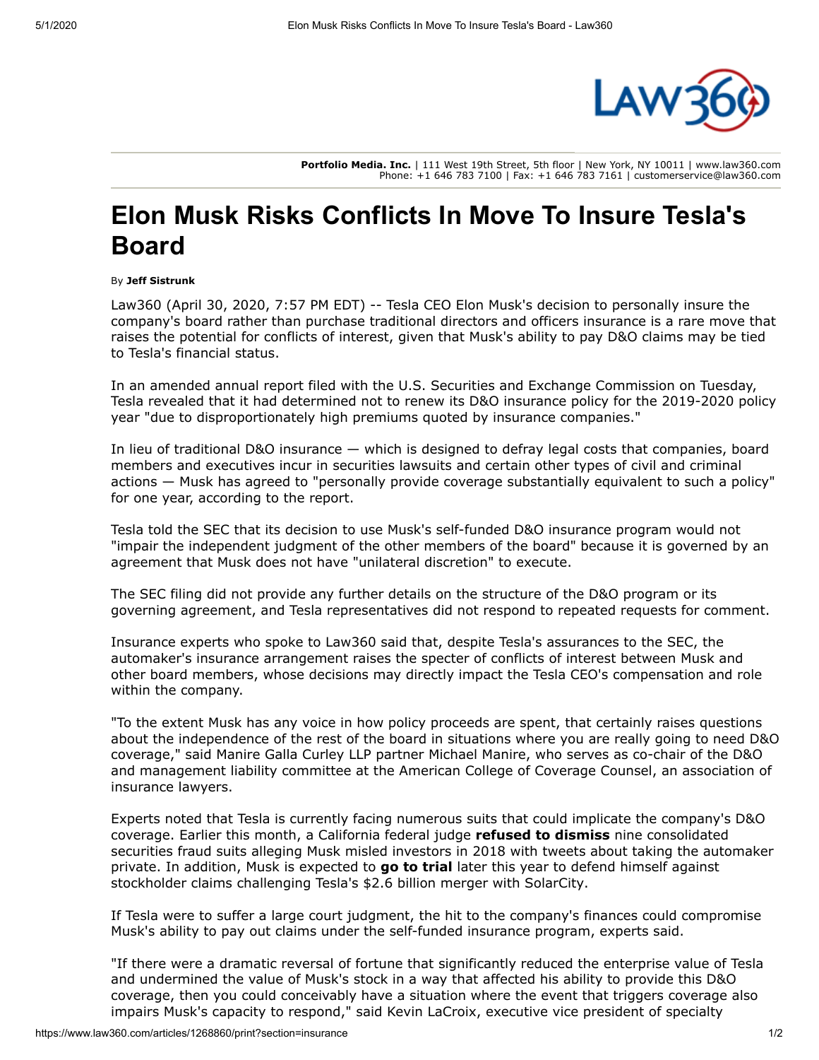**Portfolio Media. Inc.** | 111 West 19th Street, 5th floor | New York, NY 10011 | www.law360.com
Phone: +1 646 783 7100 | Fax: +1 646 783 7161 | customerservice@law360.com

# Elon Musk Risks Conflicts In Move To Insure Tesla's Board

By **Jeff Sistrunk**

Law360 (April 30, 2020, 7:57 PM EDT) -- Tesla CEO Elon Musk's decision to personally insure the company's board rather than purchase traditional directors and officers insurance is a rare move that raises the potential for conflicts of interest, given that Musk's ability to pay D&O claims may be tied to Tesla's financial status.

In an amended annual report filed with the U.S. Securities and Exchange Commission on Tuesday, Tesla revealed that it had determined not to renew its D&O insurance policy for the 2019-2020 policy year "due to disproportionately high premiums quoted by insurance companies."

In lieu of traditional D&O insurance — which is designed to defray legal costs that companies, board members and executives incur in securities lawsuits and certain other types of civil and criminal actions — Musk has agreed to "personally provide coverage substantially equivalent to such a policy" for one year, according to the report.

Tesla told the SEC that its decision to use Musk's self-funded D&O insurance program would not "impair the independent judgment of the other members of the board" because it is governed by an agreement that Musk does not have "unilateral discretion" to execute.

The SEC filing did not provide any further details on the structure of the D&O program or its governing agreement, and Tesla representatives did not respond to repeated requests for comment.

Insurance experts who spoke to Law360 said that, despite Tesla's assurances to the SEC, the automaker's insurance arrangement raises the specter of conflicts of interest between Musk and other board members, whose decisions may directly impact the Tesla CEO's compensation and role within the company.

"To the extent Musk has any voice in how policy proceeds are spent, that certainly raises questions about the independence of the rest of the board in situations where you are really going to need D&O coverage," said Manire Galla Curley LLP partner Michael Manire, who serves as co-chair of the D&O and management liability committee at the American College of Coverage Counsel, an association of insurance lawyers.

Experts noted that Tesla is currently facing numerous suits that could implicate the company's D&O coverage. Earlier this month, a California federal judge **refused to dismiss** nine consolidated securities fraud suits alleging Musk misled investors in 2018 with tweets about taking the automaker private. In addition, Musk is expected to **go to trial** later this year to defend himself against stockholder claims challenging Tesla's $2.6 billion merger with SolarCity.

If Tesla were to suffer a large court judgment, the hit to the company's finances could compromise Musk's ability to pay out claims under the self-funded insurance program, experts said.

"If there were a dramatic reversal of fortune that significantly reduced the enterprise value of Tesla and undermined the value of Musk's stock in a way that affected his ability to provide this D&O coverage, then you could conceivably have a situation where the event that triggers coverage also impairs Musk's capacity to respond," said Kevin LaCroix, executive vice president of specialty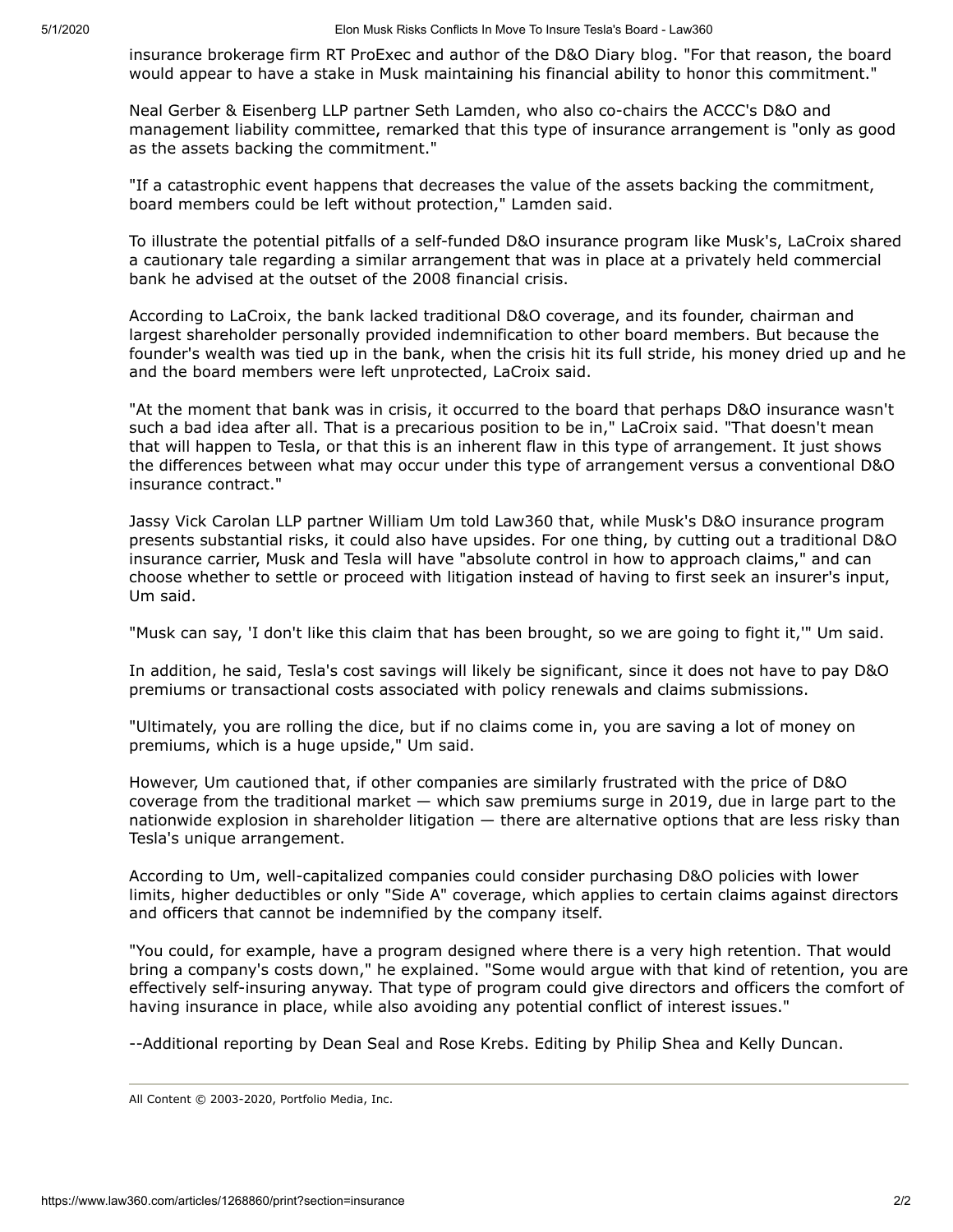insurance brokerage firm RT ProExec and author of the D&O Diary blog. "For that reason, the board would appear to have a stake in Musk maintaining his financial ability to honor this commitment."

Neal Gerber & Eisenberg LLP partner Seth Lamden, who also co-chairs the ACCC's D&O and management liability committee, remarked that this type of insurance arrangement is "only as good as the assets backing the commitment."

"If a catastrophic event happens that decreases the value of the assets backing the commitment, board members could be left without protection," Lamden said.

To illustrate the potential pitfalls of a self-funded D&O insurance program like Musk's, LaCroix shared a cautionary tale regarding a similar arrangement that was in place at a privately held commercial bank he advised at the outset of the 2008 financial crisis.

According to LaCroix, the bank lacked traditional D&O coverage, and its founder, chairman and largest shareholder personally provided indemnification to other board members. But because the founder's wealth was tied up in the bank, when the crisis hit its full stride, his money dried up and he and the board members were left unprotected, LaCroix said.

"At the moment that bank was in crisis, it occurred to the board that perhaps D&O insurance wasn't such a bad idea after all. That is a precarious position to be in," LaCroix said. "That doesn't mean that will happen to Tesla, or that this is an inherent flaw in this type of arrangement. It just shows the differences between what may occur under this type of arrangement versus a conventional D&O insurance contract."

Jassy Vick Carolan LLP partner William Um told Law360 that, while Musk's D&O insurance program presents substantial risks, it could also have upsides. For one thing, by cutting out a traditional D&O insurance carrier, Musk and Tesla will have "absolute control in how to approach claims," and can choose whether to settle or proceed with litigation instead of having to first seek an insurer's input, Um said.

"Musk can say, 'I don't like this claim that has been brought, so we are going to fight it,'" Um said.

In addition, he said, Tesla's cost savings will likely be significant, since it does not have to pay D&O premiums or transactional costs associated with policy renewals and claims submissions.

"Ultimately, you are rolling the dice, but if no claims come in, you are saving a lot of money on premiums, which is a huge upside," Um said.

However, Um cautioned that, if other companies are similarly frustrated with the price of D&O coverage from the traditional market — which saw premiums surge in 2019, due in large part to the nationwide explosion in shareholder litigation — there are alternative options that are less risky than Tesla's unique arrangement.

According to Um, well-capitalized companies could consider purchasing D&O policies with lower limits, higher deductibles or only "Side A" coverage, which applies to certain claims against directors and officers that cannot be indemnified by the company itself.

"You could, for example, have a program designed where there is a very high retention. That would bring a company's costs down," he explained. "Some would argue with that kind of retention, you are effectively self-insuring anyway. That type of program could give directors and officers the comfort of having insurance in place, while also avoiding any potential conflict of interest issues."

--Additional reporting by Dean Seal and Rose Krebs. Editing by Philip Shea and Kelly Duncan.

---

All Content © 2003-2020, Portfolio Media, Inc.